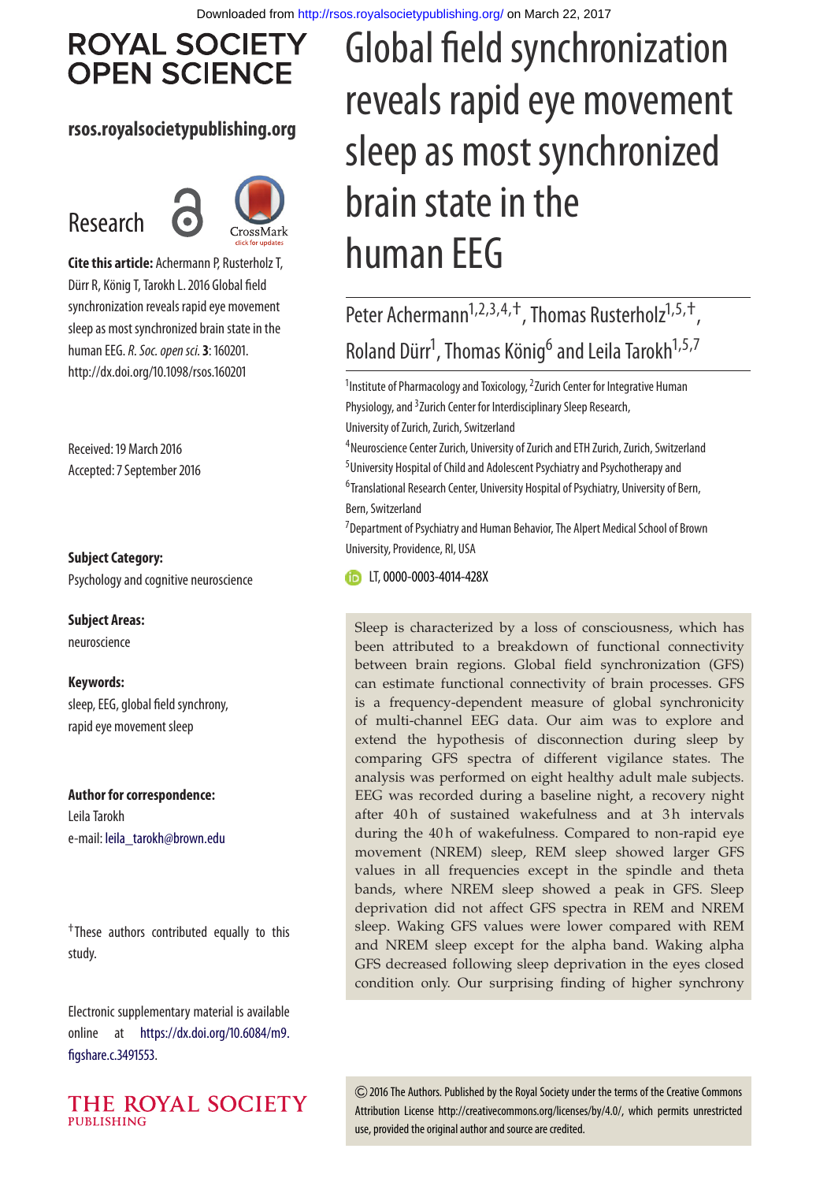# Global field synchronization reveals rapid eye movement sleep as most synchronized brain state in the human EEG

Peter Achermann[1,2,3,4,†], Thomas Rusterholz[1,5,†], Roland Dürr[1], Thomas König[6] and Leila Tarokh[1,5,7]

[1]Institute of Pharmacology and Toxicology, [2]Zurich Center for Integrative Human Physiology, and [3]Zurich Center for Interdisciplinary Sleep Research, University of Zurich, Zurich, Switzerland

[4]Neuroscience Center Zurich, University of Zurich and ETH Zurich, Zurich, Switzerland

[5]University Hospital of Child and Adolescent Psychiatry and Psychotherapy and

[6]Translational Research Center, University Hospital of Psychiatry, University of Bern, Bern, Switzerland

[7]Department of Psychiatry and Human Behavior, The Alpert Medical School of Brown University, Providence, RI, USA

LT, 0000-0003-4014-428X

**Research**

**Cite this article:** Achermann P, Rusterholz T, Dürr R, König T, Tarokh L. 2016 Global field synchronization reveals rapid eye movement sleep as most synchronized brain state in the human EEG. *R. Soc. open sci.* **3**: 160201. http://dx.doi.org/10.1098/rsos.160201

Received: 19 March 2016

Accepted: 7 September 2016

**Subject Category:**

Psychology and cognitive neuroscience

**Subject Areas:**

neuroscience

**Keywords:**

sleep, EEG, global field synchrony, rapid eye movement sleep

**Author for correspondence:**

Leila Tarokh

e-mail: leila_tarokh@brown.edu

†These authors contributed equally to this study.

Electronic supplementary material is available online at https://dx.doi.org/10.6084/m9.figshare.c.3491553.

Sleep is characterized by a loss of consciousness, which has been attributed to a breakdown of functional connectivity between brain regions. Global field synchronization (GFS) can estimate functional connectivity of brain processes. GFS is a frequency-dependent measure of global synchronicity of multi-channel EEG data. Our aim was to explore and extend the hypothesis of disconnection during sleep by comparing GFS spectra of different vigilance states. The analysis was performed on eight healthy adult male subjects. EEG was recorded during a baseline night, a recovery night after 40 h of sustained wakefulness and at 3 h intervals during the 40 h of wakefulness. Compared to non-rapid eye movement (NREM) sleep, REM sleep showed larger GFS values in all frequencies except in the spindle and theta bands, where NREM sleep showed a peak in GFS. Sleep deprivation did not affect GFS spectra in REM and NREM sleep. Waking GFS values were lower compared with REM and NREM sleep except for the alpha band. Waking alpha GFS decreased following sleep deprivation in the eyes closed condition only. Our surprising finding of higher synchrony

© 2016 The Authors. Published by the Royal Society under the terms of the Creative Commons Attribution License http://creativecommons.org/licenses/by/4.0/, which permits unrestricted use, provided the original author and source are credited.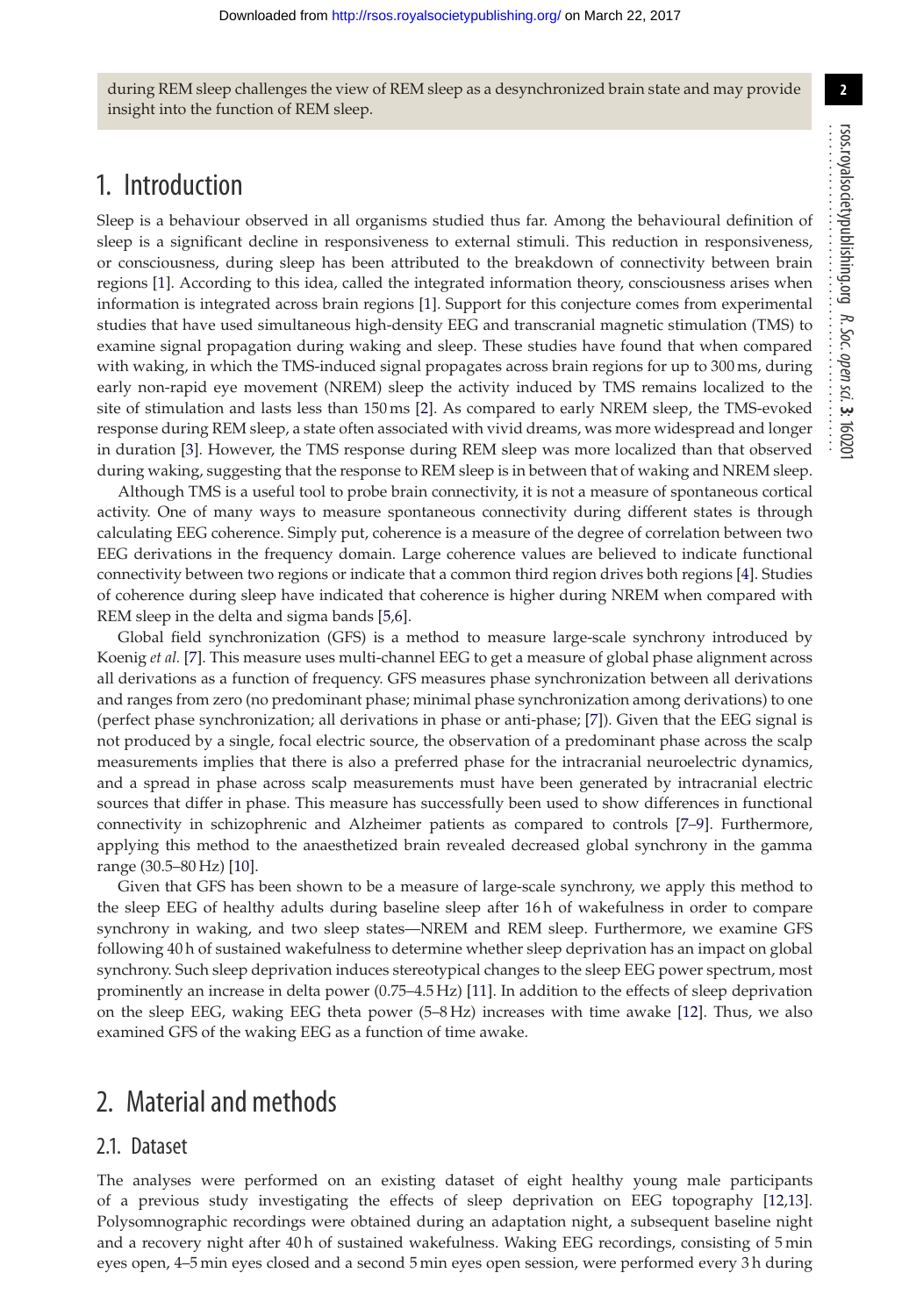during REM sleep challenges the view of REM sleep as a desynchronized brain state and may provide insight into the function of REM sleep.

## 1. Introduction

Sleep is a behaviour observed in all organisms studied thus far. Among the behavioural definition of sleep is a significant decline in responsiveness to external stimuli. This reduction in responsiveness, or consciousness, during sleep has been attributed to the breakdown of connectivity between brain regions [1]. According to this idea, called the integrated information theory, consciousness arises when information is integrated across brain regions [1]. Support for this conjecture comes from experimental studies that have used simultaneous high-density EEG and transcranial magnetic stimulation (TMS) to examine signal propagation during waking and sleep. These studies have found that when compared with waking, in which the TMS-induced signal propagates across brain regions for up to 300 ms, during early non-rapid eye movement (NREM) sleep the activity induced by TMS remains localized to the site of stimulation and lasts less than 150 ms [2]. As compared to early NREM sleep, the TMS-evoked response during REM sleep, a state often associated with vivid dreams, was more widespread and longer in duration [3]. However, the TMS response during REM sleep was more localized than that observed during waking, suggesting that the response to REM sleep is in between that of waking and NREM sleep.

Although TMS is a useful tool to probe brain connectivity, it is not a measure of spontaneous cortical activity. One of many ways to measure spontaneous connectivity during different states is through calculating EEG coherence. Simply put, coherence is a measure of the degree of correlation between two EEG derivations in the frequency domain. Large coherence values are believed to indicate functional connectivity between two regions or indicate that a common third region drives both regions [4]. Studies of coherence during sleep have indicated that coherence is higher during NREM when compared with REM sleep in the delta and sigma bands [5,6].

Global field synchronization (GFS) is a method to measure large-scale synchrony introduced by Koenig *et al.* [7]. This measure uses multi-channel EEG to get a measure of global phase alignment across all derivations as a function of frequency. GFS measures phase synchronization between all derivations and ranges from zero (no predominant phase; minimal phase synchronization among derivations) to one (perfect phase synchronization; all derivations in phase or anti-phase; [7]). Given that the EEG signal is not produced by a single, focal electric source, the observation of a predominant phase across the scalp measurements implies that there is also a preferred phase for the intracranial neuroelectric dynamics, and a spread in phase across scalp measurements must have been generated by intracranial electric sources that differ in phase. This measure has successfully been used to show differences in functional connectivity in schizophrenic and Alzheimer patients as compared to controls [7–9]. Furthermore, applying this method to the anaesthetized brain revealed decreased global synchrony in the gamma range (30.5–80 Hz) [10].

Given that GFS has been shown to be a measure of large-scale synchrony, we apply this method to the sleep EEG of healthy adults during baseline sleep after 16 h of wakefulness in order to compare synchrony in waking, and two sleep states—NREM and REM sleep. Furthermore, we examine GFS following 40 h of sustained wakefulness to determine whether sleep deprivation has an impact on global synchrony. Such sleep deprivation induces stereotypical changes to the sleep EEG power spectrum, most prominently an increase in delta power (0.75–4.5 Hz) [11]. In addition to the effects of sleep deprivation on the sleep EEG, waking EEG theta power (5–8 Hz) increases with time awake [12]. Thus, we also examined GFS of the waking EEG as a function of time awake.

## 2. Material and methods

### 2.1. Dataset

The analyses were performed on an existing dataset of eight healthy young male participants of a previous study investigating the effects of sleep deprivation on EEG topography [12,13]. Polysomnographic recordings were obtained during an adaptation night, a subsequent baseline night and a recovery night after 40 h of sustained wakefulness. Waking EEG recordings, consisting of 5 min eyes open, 4–5 min eyes closed and a second 5 min eyes open session, were performed every 3 h during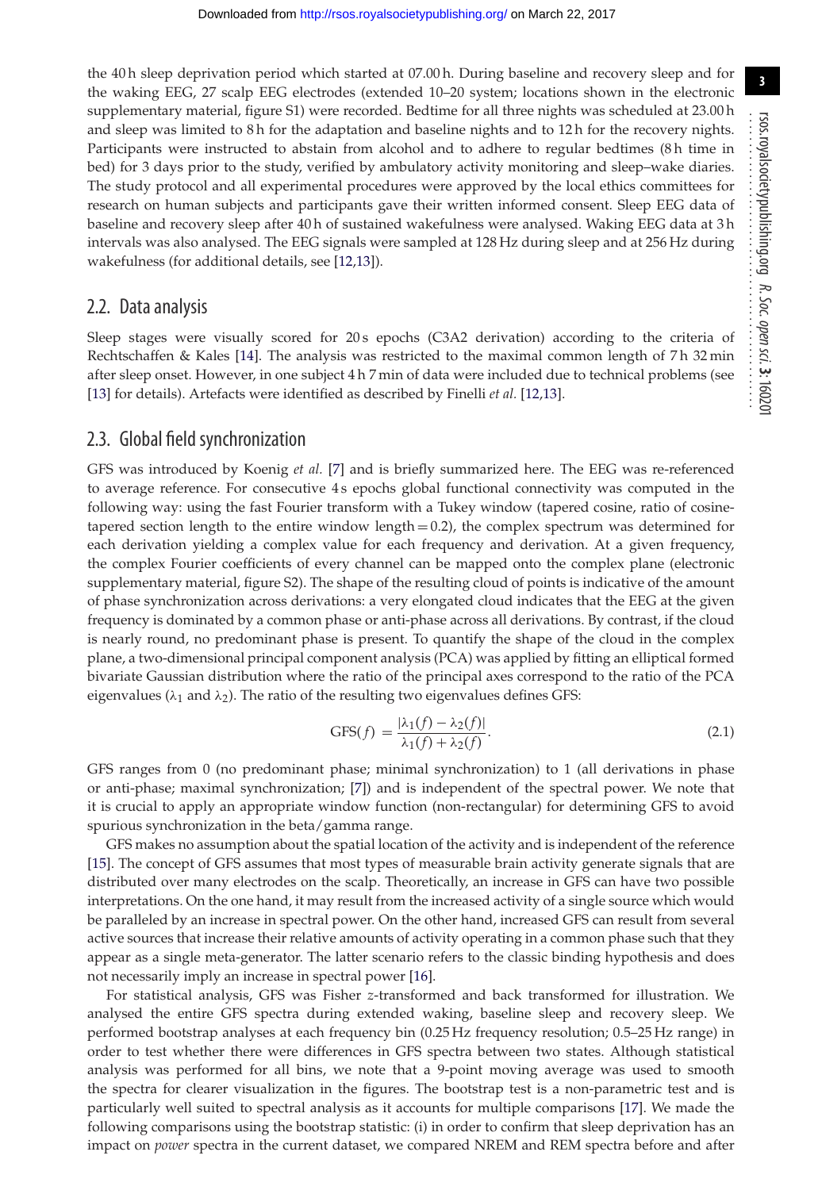the 40 h sleep deprivation period which started at 07.00 h. During baseline and recovery sleep and for the waking EEG, 27 scalp EEG electrodes (extended 10–20 system; locations shown in the electronic supplementary material, figure S1) were recorded. Bedtime for all three nights was scheduled at 23.00 h and sleep was limited to 8 h for the adaptation and baseline nights and to 12 h for the recovery nights. Participants were instructed to abstain from alcohol and to adhere to regular bedtimes (8 h time in bed) for 3 days prior to the study, verified by ambulatory activity monitoring and sleep–wake diaries. The study protocol and all experimental procedures were approved by the local ethics committees for research on human subjects and participants gave their written informed consent. Sleep EEG data of baseline and recovery sleep after 40 h of sustained wakefulness were analysed. Waking EEG data at 3 h intervals was also analysed. The EEG signals were sampled at 128 Hz during sleep and at 256 Hz during wakefulness (for additional details, see [12,13]).

## 2.2. Data analysis

Sleep stages were visually scored for 20 s epochs (C3A2 derivation) according to the criteria of Rechtschaffen & Kales [14]. The analysis was restricted to the maximal common length of 7 h 32 min after sleep onset. However, in one subject 4 h 7 min of data were included due to technical problems (see [13] for details). Artefacts were identified as described by Finelli *et al.* [12,13].

## 2.3. Global field synchronization

GFS was introduced by Koenig *et al.* [7] and is briefly summarized here. The EEG was re-referenced to average reference. For consecutive 4 s epochs global functional connectivity was computed in the following way: using the fast Fourier transform with a Tukey window (tapered cosine, ratio of cosine-tapered section length to the entire window length = 0.2), the complex spectrum was determined for each derivation yielding a complex value for each frequency and derivation. At a given frequency, the complex Fourier coefficients of every channel can be mapped onto the complex plane (electronic supplementary material, figure S2). The shape of the resulting cloud of points is indicative of the amount of phase synchronization across derivations: a very elongated cloud indicates that the EEG at the given frequency is dominated by a common phase or anti-phase across all derivations. By contrast, if the cloud is nearly round, no predominant phase is present. To quantify the shape of the cloud in the complex plane, a two-dimensional principal component analysis (PCA) was applied by fitting an elliptical formed bivariate Gaussian distribution where the ratio of the principal axes correspond to the ratio of the PCA eigenvalues ($\lambda_1$ and $\lambda_2$). The ratio of the resulting two eigenvalues defines GFS:

$$\mathrm{GFS}(f) = \frac{|\lambda_1(f) - \lambda_2(f)|}{\lambda_1(f) + \lambda_2(f)}. \tag{2.1}$$

GFS ranges from 0 (no predominant phase; minimal synchronization) to 1 (all derivations in phase or anti-phase; maximal synchronization; [7]) and is independent of the spectral power. We note that it is crucial to apply an appropriate window function (non-rectangular) for determining GFS to avoid spurious synchronization in the beta/gamma range.

GFS makes no assumption about the spatial location of the activity and is independent of the reference [15]. The concept of GFS assumes that most types of measurable brain activity generate signals that are distributed over many electrodes on the scalp. Theoretically, an increase in GFS can have two possible interpretations. On the one hand, it may result from the increased activity of a single source which would be paralleled by an increase in spectral power. On the other hand, increased GFS can result from several active sources that increase their relative amounts of activity operating in a common phase such that they appear as a single meta-generator. The latter scenario refers to the classic binding hypothesis and does not necessarily imply an increase in spectral power [16].

For statistical analysis, GFS was Fisher $z$-transformed and back transformed for illustration. We analysed the entire GFS spectra during extended waking, baseline sleep and recovery sleep. We performed bootstrap analyses at each frequency bin (0.25 Hz frequency resolution; 0.5–25 Hz range) in order to test whether there were differences in GFS spectra between two states. Although statistical analysis was performed for all bins, we note that a 9-point moving average was used to smooth the spectra for clearer visualization in the figures. The bootstrap test is a non-parametric test and is particularly well suited to spectral analysis as it accounts for multiple comparisons [17]. We made the following comparisons using the bootstrap statistic: (i) in order to confirm that sleep deprivation has an impact on *power* spectra in the current dataset, we compared NREM and REM spectra before and after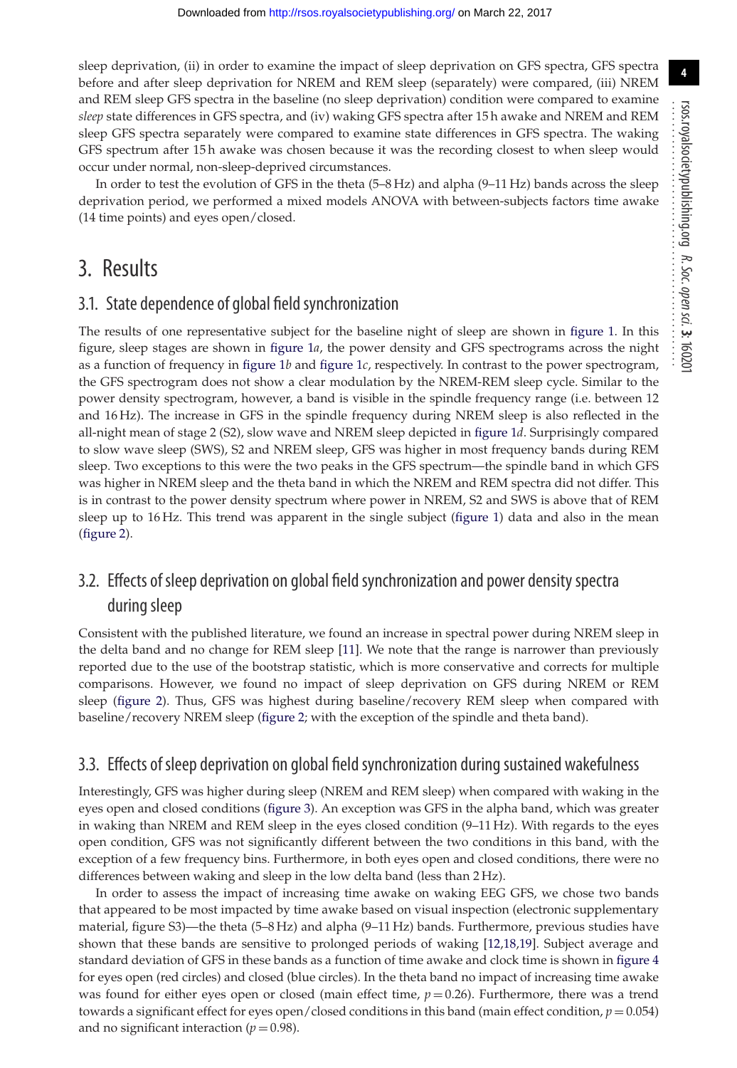sleep deprivation, (ii) in order to examine the impact of sleep deprivation on GFS spectra, GFS spectra before and after sleep deprivation for NREM and REM sleep (separately) were compared, (iii) NREM and REM sleep GFS spectra in the baseline (no sleep deprivation) condition were compared to examine *sleep* state differences in GFS spectra, and (iv) waking GFS spectra after 15 h awake and NREM and REM sleep GFS spectra separately were compared to examine state differences in GFS spectra. The waking GFS spectrum after 15 h awake was chosen because it was the recording closest to when sleep would occur under normal, non-sleep-deprived circumstances.

In order to test the evolution of GFS in the theta (5–8 Hz) and alpha (9–11 Hz) bands across the sleep deprivation period, we performed a mixed models ANOVA with between-subjects factors time awake (14 time points) and eyes open/closed.

# 3. Results

## 3.1. State dependence of global field synchronization

The results of one representative subject for the baseline night of sleep are shown in figure 1. In this figure, sleep stages are shown in figure 1*a*, the power density and GFS spectrograms across the night as a function of frequency in figure 1*b* and figure 1*c*, respectively. In contrast to the power spectrogram, the GFS spectrogram does not show a clear modulation by the NREM-REM sleep cycle. Similar to the power density spectrogram, however, a band is visible in the spindle frequency range (i.e. between 12 and 16 Hz). The increase in GFS in the spindle frequency during NREM sleep is also reflected in the all-night mean of stage 2 (S2), slow wave and NREM sleep depicted in figure 1*d*. Surprisingly compared to slow wave sleep (SWS), S2 and NREM sleep, GFS was higher in most frequency bands during REM sleep. Two exceptions to this were the two peaks in the GFS spectrum—the spindle band in which GFS was higher in NREM sleep and the theta band in which the NREM and REM spectra did not differ. This is in contrast to the power density spectrum where power in NREM, S2 and SWS is above that of REM sleep up to 16 Hz. This trend was apparent in the single subject (figure 1) data and also in the mean (figure 2).

## 3.2. Effects of sleep deprivation on global field synchronization and power density spectra during sleep

Consistent with the published literature, we found an increase in spectral power during NREM sleep in the delta band and no change for REM sleep [11]. We note that the range is narrower than previously reported due to the use of the bootstrap statistic, which is more conservative and corrects for multiple comparisons. However, we found no impact of sleep deprivation on GFS during NREM or REM sleep (figure 2). Thus, GFS was highest during baseline/recovery REM sleep when compared with baseline/recovery NREM sleep (figure 2; with the exception of the spindle and theta band).

## 3.3. Effects of sleep deprivation on global field synchronization during sustained wakefulness

Interestingly, GFS was higher during sleep (NREM and REM sleep) when compared with waking in the eyes open and closed conditions (figure 3). An exception was GFS in the alpha band, which was greater in waking than NREM and REM sleep in the eyes closed condition (9–11 Hz). With regards to the eyes open condition, GFS was not significantly different between the two conditions in this band, with the exception of a few frequency bins. Furthermore, in both eyes open and closed conditions, there were no differences between waking and sleep in the low delta band (less than 2 Hz).

In order to assess the impact of increasing time awake on waking EEG GFS, we chose two bands that appeared to be most impacted by time awake based on visual inspection (electronic supplementary material, figure S3)—the theta (5–8 Hz) and alpha (9–11 Hz) bands. Furthermore, previous studies have shown that these bands are sensitive to prolonged periods of waking [12,18,19]. Subject average and standard deviation of GFS in these bands as a function of time awake and clock time is shown in figure 4 for eyes open (red circles) and closed (blue circles). In the theta band no impact of increasing time awake was found for either eyes open or closed (main effect time, $p = 0.26$). Furthermore, there was a trend towards a significant effect for eyes open/closed conditions in this band (main effect condition, $p = 0.054$) and no significant interaction ($p = 0.98$).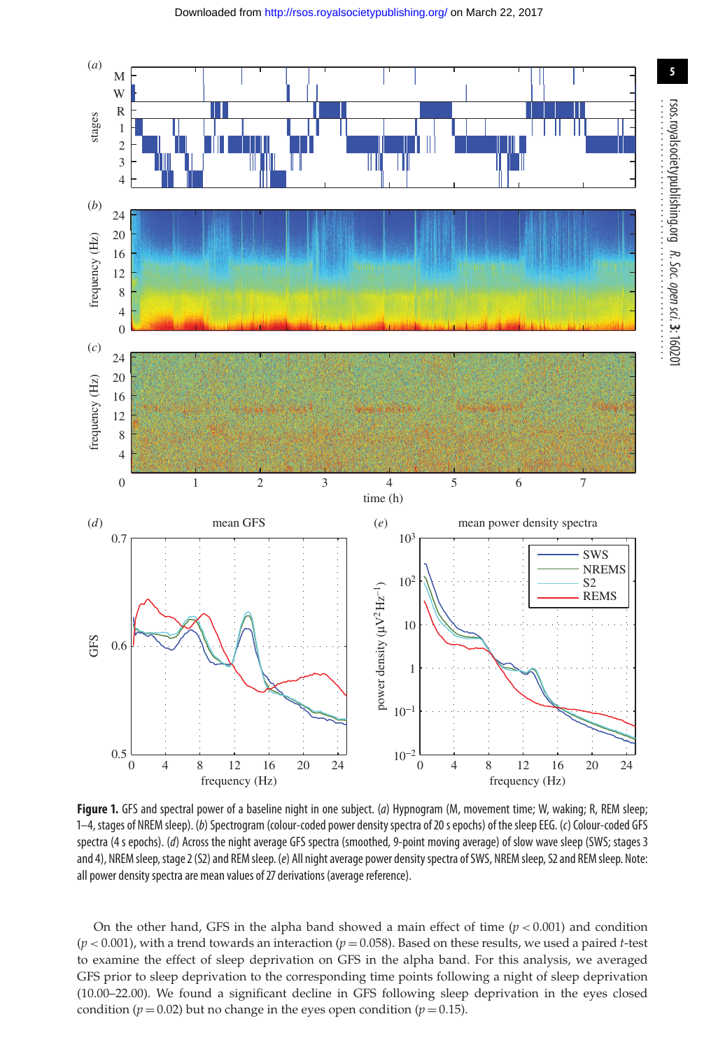**Figure 1.** GFS and spectral power of a baseline night in one subject. (*a*) Hypnogram (M, movement time; W, waking; R, REM sleep; 1–4, stages of NREM sleep). (*b*) Spectrogram (colour-coded power density spectra of 20 s epochs) of the sleep EEG. (*c*) Colour-coded GFS spectra (4 s epochs). (*d*) Across the night average GFS spectra (smoothed, 9-point moving average) of slow wave sleep (SWS; stages 3 and 4), NREM sleep, stage 2 (S2) and REM sleep. (*e*) All night average power density spectra of SWS, NREM sleep, S2 and REM sleep. Note: all power density spectra are mean values of 27 derivations (average reference).

On the other hand, GFS in the alpha band showed a main effect of time ($p < 0.001$) and condition ($p < 0.001$), with a trend towards an interaction ($p = 0.058$). Based on these results, we used a paired *t*-test to examine the effect of sleep deprivation on GFS in the alpha band. For this analysis, we averaged GFS prior to sleep deprivation to the corresponding time points following a night of sleep deprivation (10.00–22.00). We found a significant decline in GFS following sleep deprivation in the eyes closed condition ($p = 0.02$) but no change in the eyes open condition ($p = 0.15$).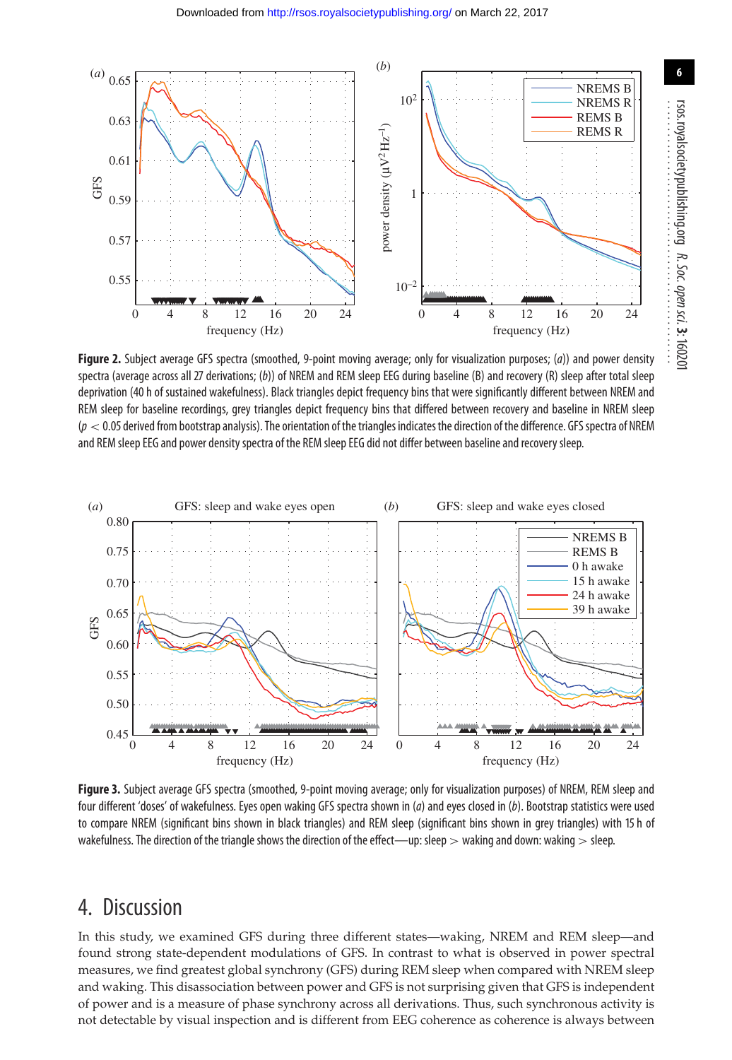**Figure 2.** Subject average GFS spectra (smoothed, 9-point moving average; only for visualization purposes; (*a*)) and power density spectra (average across all 27 derivations; (*b*)) of NREM and REM sleep EEG during baseline (B) and recovery (R) sleep after total sleep deprivation (40 h of sustained wakefulness). Black triangles depict frequency bins that were significantly different between NREM and REM sleep for baseline recordings, grey triangles depict frequency bins that differed between recovery and baseline in NREM sleep ($p < 0.05$ derived from bootstrap analysis). The orientation of the triangles indicates the direction of the difference. GFS spectra of NREM and REM sleep EEG and power density spectra of the REM sleep EEG did not differ between baseline and recovery sleep.

**Figure 3.** Subject average GFS spectra (smoothed, 9-point moving average; only for visualization purposes) of NREM, REM sleep and four different 'doses' of wakefulness. Eyes open waking GFS spectra shown in (*a*) and eyes closed in (*b*). Bootstrap statistics were used to compare NREM (significant bins shown in black triangles) and REM sleep (significant bins shown in grey triangles) with 15 h of wakefulness. The direction of the triangle shows the direction of the effect—up: sleep > waking and down: waking > sleep.

## 4. Discussion

In this study, we examined GFS during three different states—waking, NREM and REM sleep—and found strong state-dependent modulations of GFS. In contrast to what is observed in power spectral measures, we find greatest global synchrony (GFS) during REM sleep when compared with NREM sleep and waking. This disassociation between power and GFS is not surprising given that GFS is independent of power and is a measure of phase synchrony across all derivations. Thus, such synchronous activity is not detectable by visual inspection and is different from EEG coherence as coherence is always between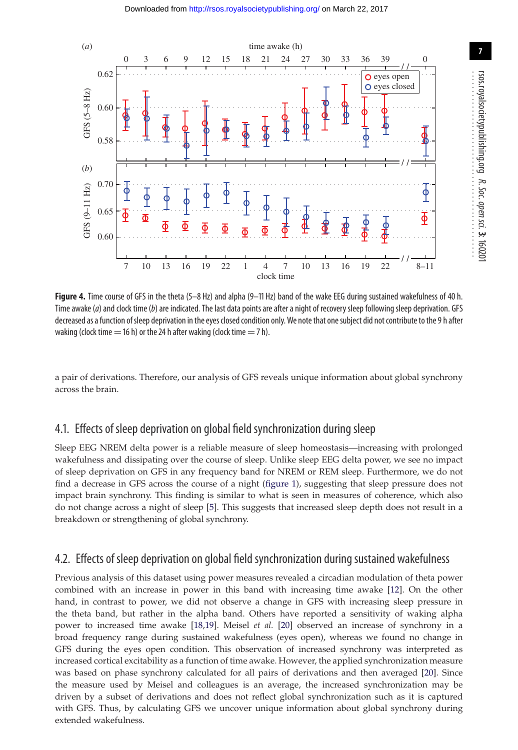**Figure 4.** Time course of GFS in the theta (5–8 Hz) and alpha (9–11 Hz) band of the wake EEG during sustained wakefulness of 40 h. Time awake (*a*) and clock time (*b*) are indicated. The last data points are after a night of recovery sleep following sleep deprivation. GFS decreased as a function of sleep deprivation in the eyes closed condition only. We note that one subject did not contribute to the 9 h after waking (clock time = 16 h) or the 24 h after waking (clock time = 7 h).

a pair of derivations. Therefore, our analysis of GFS reveals unique information about global synchrony across the brain.

## 4.1. Effects of sleep deprivation on global field synchronization during sleep

Sleep EEG NREM delta power is a reliable measure of sleep homeostasis—increasing with prolonged wakefulness and dissipating over the course of sleep. Unlike sleep EEG delta power, we see no impact of sleep deprivation on GFS in any frequency band for NREM or REM sleep. Furthermore, we do not find a decrease in GFS across the course of a night (figure 1), suggesting that sleep pressure does not impact brain synchrony. This finding is similar to what is seen in measures of coherence, which also do not change across a night of sleep [5]. This suggests that increased sleep depth does not result in a breakdown or strengthening of global synchrony.

## 4.2. Effects of sleep deprivation on global field synchronization during sustained wakefulness

Previous analysis of this dataset using power measures revealed a circadian modulation of theta power combined with an increase in power in this band with increasing time awake [12]. On the other hand, in contrast to power, we did not observe a change in GFS with increasing sleep pressure in the theta band, but rather in the alpha band. Others have reported a sensitivity of waking alpha power to increased time awake [18,19]. Meisel *et al.* [20] observed an increase of synchrony in a broad frequency range during sustained wakefulness (eyes open), whereas we found no change in GFS during the eyes open condition. This observation of increased synchrony was interpreted as increased cortical excitability as a function of time awake. However, the applied synchronization measure was based on phase synchrony calculated for all pairs of derivations and then averaged [20]. Since the measure used by Meisel and colleagues is an average, the increased synchronization may be driven by a subset of derivations and does not reflect global synchronization such as it is captured with GFS. Thus, by calculating GFS we uncover unique information about global synchrony during extended wakefulness.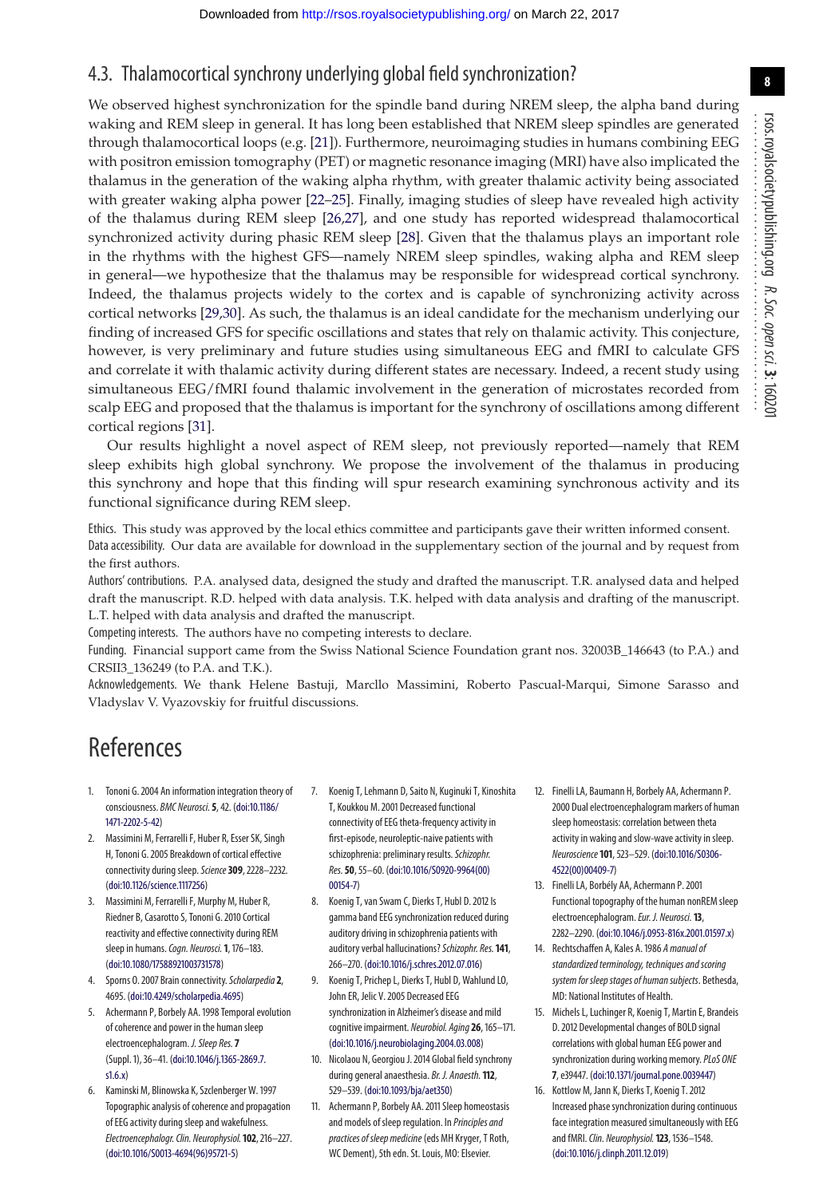## 4.3. Thalamocortical synchrony underlying global field synchronization?

We observed highest synchronization for the spindle band during NREM sleep, the alpha band during waking and REM sleep in general. It has long been established that NREM sleep spindles are generated through thalamocortical loops (e.g. [21]). Furthermore, neuroimaging studies in humans combining EEG with positron emission tomography (PET) or magnetic resonance imaging (MRI) have also implicated the thalamus in the generation of the waking alpha rhythm, with greater thalamic activity being associated with greater waking alpha power [22–25]. Finally, imaging studies of sleep have revealed high activity of the thalamus during REM sleep [26,27], and one study has reported widespread thalamocortical synchronized activity during phasic REM sleep [28]. Given that the thalamus plays an important role in the rhythms with the highest GFS—namely NREM sleep spindles, waking alpha and REM sleep in general—we hypothesize that the thalamus may be responsible for widespread cortical synchrony. Indeed, the thalamus projects widely to the cortex and is capable of synchronizing activity across cortical networks [29,30]. As such, the thalamus is an ideal candidate for the mechanism underlying our finding of increased GFS for specific oscillations and states that rely on thalamic activity. This conjecture, however, is very preliminary and future studies using simultaneous EEG and fMRI to calculate GFS and correlate it with thalamic activity during different states are necessary. Indeed, a recent study using simultaneous EEG/fMRI found thalamic involvement in the generation of microstates recorded from scalp EEG and proposed that the thalamus is important for the synchrony of oscillations among different cortical regions [31].

Our results highlight a novel aspect of REM sleep, not previously reported—namely that REM sleep exhibits high global synchrony. We propose the involvement of the thalamus in producing this synchrony and hope that this finding will spur research examining synchronous activity and its functional significance during REM sleep.

Ethics. This study was approved by the local ethics committee and participants gave their written informed consent.

Data accessibility. Our data are available for download in the supplementary section of the journal and by request from the first authors.

Authors' contributions. P.A. analysed data, designed the study and drafted the manuscript. T.R. analysed data and helped draft the manuscript. R.D. helped with data analysis. T.K. helped with data analysis and drafting of the manuscript. L.T. helped with data analysis and drafted the manuscript.

Competing interests. The authors have no competing interests to declare.

Funding. Financial support came from the Swiss National Science Foundation grant nos. 32003B_146643 (to P.A.) and CRSII3_136249 (to P.A. and T.K.).

Acknowledgements. We thank Helene Bastuji, Marcllo Massimini, Roberto Pascual-Marqui, Simone Sarasso and Vladyslav V. Vyazovskiy for fruitful discussions.

# References

1. Tononi G. 2004 An information integration theory of consciousness. *BMC Neurosci.* **5**, 42. (doi:10.1186/1471-2202-5-42)
2. Massimini M, Ferrarelli F, Huber R, Esser SK, Singh H, Tononi G. 2005 Breakdown of cortical effective connectivity during sleep. *Science* **309**, 2228–2232. (doi:10.1126/science.1117256)
3. Massimini M, Ferrarelli F, Murphy M, Huber R, Riedner B, Casarotto S, Tononi G. 2010 Cortical reactivity and effective connectivity during REM sleep in humans. *Cogn. Neurosci.* **1**, 176–183. (doi:10.1080/17588921003731578)
4. Sporns O. 2007 Brain connectivity. *Scholarpedia* **2**, 4695. (doi:10.4249/scholarpedia.4695)
5. Achermann P, Borbely AA. 1998 Temporal evolution of coherence and power in the human sleep electroencephalogram. *J. Sleep Res.* **7** (Suppl. 1), 36–41. (doi:10.1046/j.1365-2869.7.s1.6.x)
6. Kaminski M, Blinowska K, Szclenberger W. 1997 Topographic analysis of coherence and propagation of EEG activity during sleep and wakefulness. *Electroencephalogr. Clin. Neurophysiol.* **102**, 216–227. (doi:10.1016/S0013-4694(96)95721-5)
7. Koenig T, Lehmann D, Saito N, Kuginuki T, Kinoshita T, Koukkou M. 2001 Decreased functional connectivity of EEG theta-frequency activity in first-episode, neuroleptic-naive patients with schizophrenia: preliminary results. *Schizophr. Res.* **50**, 55–60. (doi:10.1016/S0920-9964(00)00154-7)
8. Koenig T, van Swam C, Dierks T, Hubl D. 2012 Is gamma band EEG synchronization reduced during auditory driving in schizophrenia patients with auditory verbal hallucinations? *Schizophr. Res.* **141**, 266–270. (doi:10.1016/j.schres.2012.07.016)
9. Koenig T, Prichep L, Dierks T, Hubl D, Wahlund LO, John ER, Jelic V. 2005 Decreased EEG synchronization in Alzheimer's disease and mild cognitive impairment. *Neurobiol. Aging* **26**, 165–171. (doi:10.1016/j.neurobiolaging.2004.03.008)
10. Nicolaou N, Georgiou J. 2014 Global field synchrony during general anaesthesia. *Br. J. Anaesth.* **112**, 529–539. (doi:10.1093/bja/aet350)
11. Achermann P, Borbely AA. 2011 Sleep homeostasis and models of sleep regulation. In *Principles and practices of sleep medicine* (eds MH Kryger, T Roth, WC Dement), 5th edn. St. Louis, MO: Elsevier.
12. Finelli LA, Baumann H, Borbely AA, Achermann P. 2000 Dual electroencephalogram markers of human sleep homeostasis: correlation between theta activity in waking and slow-wave activity in sleep. *Neuroscience* **101**, 523–529. (doi:10.1016/S0306-4522(00)00409-7)
13. Finelli LA, Borbély AA, Achermann P. 2001 Functional topography of the human nonREM sleep electroencephalogram. *Eur. J. Neurosci.* **13**, 2282–2290. (doi:10.1046/j.0953-816x.2001.01597.x)
14. Rechtschaffen A, Kales A. 1986 *A manual of standardized terminology, techniques and scoring system for sleep stages of human subjects*. Bethesda, MD: National Institutes of Health.
15. Michels L, Luchinger R, Koenig T, Martin E, Brandeis D. 2012 Developmental changes of BOLD signal correlations with global human EEG power and synchronization during working memory. *PLoS ONE* **7**, e39447. (doi:10.1371/journal.pone.0039447)
16. Kottlow M, Jann K, Dierks T, Koenig T. 2012 Increased phase synchronization during continuous face integration measured simultaneously with EEG and fMRI. *Clin. Neurophysiol.* **123**, 1536–1548. (doi:10.1016/j.clinph.2011.12.019)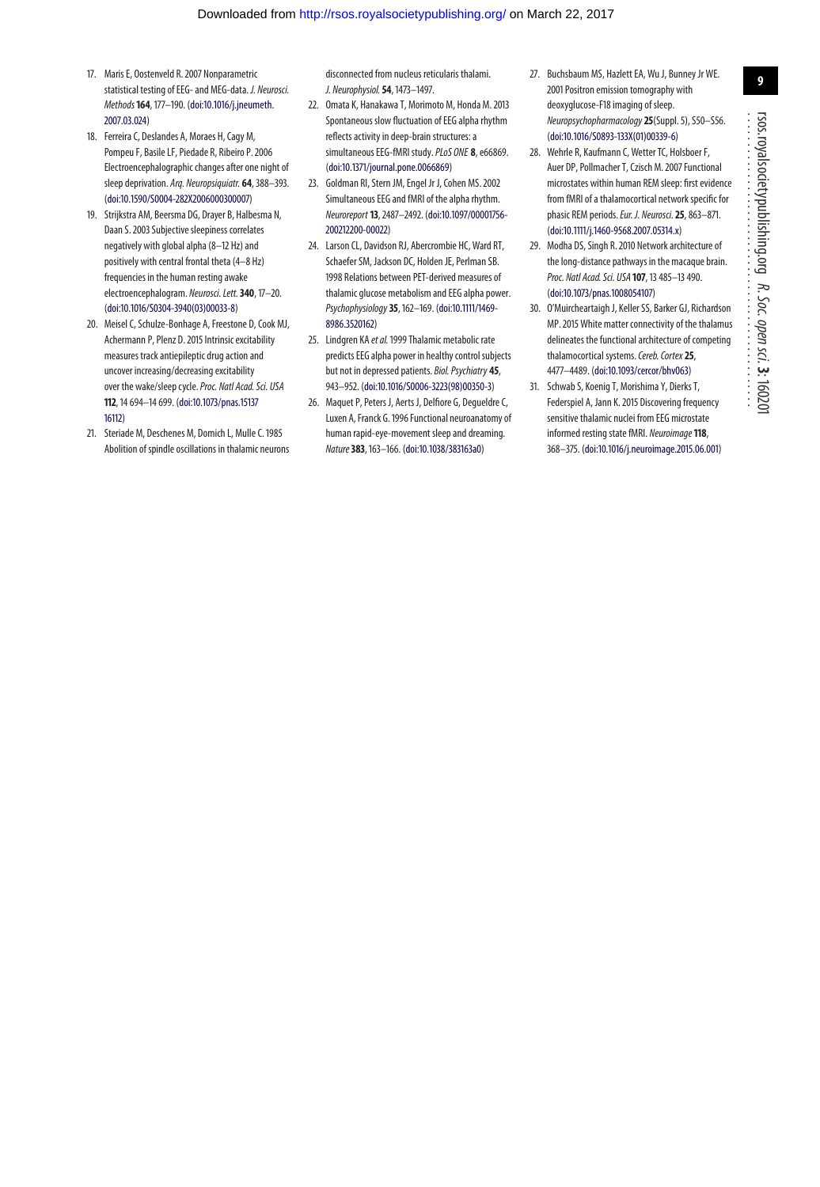17. Maris E, Oostenveld R. 2007 Nonparametric statistical testing of EEG- and MEG-data. *J. Neurosci. Methods* **164**, 177–190. (doi:10.1016/j.jneumeth.2007.03.024)
18. Ferreira C, Deslandes A, Moraes H, Cagy M, Pompeu F, Basile LF, Piedade R, Ribeiro P. 2006 Electroencephalographic changes after one night of sleep deprivation. *Arq. Neuropsiquiatr.* **64**, 388–393. (doi:10.1590/S0004-282X2006000300007)
19. Strijkstra AM, Beersma DG, Drayer B, Halbesma N, Daan S. 2003 Subjective sleepiness correlates negatively with global alpha (8–12 Hz) and positively with central frontal theta (4–8 Hz) frequencies in the human resting awake electroencephalogram. *Neurosci. Lett.* **340**, 17–20. (doi:10.1016/S0304-3940(03)00033-8)
20. Meisel C, Schulze-Bonhage A, Freestone D, Cook MJ, Achermann P, Plenz D. 2015 Intrinsic excitability measures track antiepileptic drug action and uncover increasing/decreasing excitability over the wake/sleep cycle. *Proc. Natl Acad. Sci. USA* **112**, 14 694–14 699. (doi:10.1073/pnas.1513716112)
21. Steriade M, Deschenes M, Domich L, Mulle C. 1985 Abolition of spindle oscillations in thalamic neurons disconnected from nucleus reticularis thalami. *J. Neurophysiol.* **54**, 1473–1497.
22. Omata K, Hanakawa T, Morimoto M, Honda M. 2013 Spontaneous slow fluctuation of EEG alpha rhythm reflects activity in deep-brain structures: a simultaneous EEG-fMRI study. *PLoS ONE* **8**, e66869. (doi:10.1371/journal.pone.0066869)
23. Goldman RI, Stern JM, Engel Jr J, Cohen MS. 2002 Simultaneous EEG and fMRI of the alpha rhythm. *Neuroreport* **13**, 2487–2492. (doi:10.1097/00001756-200212200-00022)
24. Larson CL, Davidson RJ, Abercrombie HC, Ward RT, Schaefer SM, Jackson DC, Holden JE, Perlman SB. 1998 Relations between PET-derived measures of thalamic glucose metabolism and EEG alpha power. *Psychophysiology* **35**, 162–169. (doi:10.1111/1469-8986.3520162)
25. Lindgren KA *et al.* 1999 Thalamic metabolic rate predicts EEG alpha power in healthy control subjects but not in depressed patients. *Biol. Psychiatry* **45**, 943–952. (doi:10.1016/S0006-3223(98)00350-3)
26. Maquet P, Peters J, Aerts J, Delfiore G, Degueldre C, Luxen A, Franck G. 1996 Functional neuroanatomy of human rapid-eye-movement sleep and dreaming. *Nature* **383**, 163–166. (doi:10.1038/383163a0)
27. Buchsbaum MS, Hazlett EA, Wu J, Bunney Jr WE. 2001 Positron emission tomography with deoxyglucose-F18 imaging of sleep. *Neuropsychopharmacology* **25**(Suppl. 5), S50–S56. (doi:10.1016/S0893-133X(01)00339-6)
28. Wehrle R, Kaufmann C, Wetter TC, Holsboer F, Auer DP, Pollmacher T, Czisch M. 2007 Functional microstates within human REM sleep: first evidence from fMRI of a thalamocortical network specific for phasic REM periods. *Eur. J. Neurosci.* **25**, 863–871. (doi:10.1111/j.1460-9568.2007.05314.x)
29. Modha DS, Singh R. 2010 Network architecture of the long-distance pathways in the macaque brain. *Proc. Natl Acad. Sci. USA* **107**, 13 485–13 490. (doi:10.1073/pnas.1008054107)
30. O'Muircheartaigh J, Keller SS, Barker GJ, Richardson MP. 2015 White matter connectivity of the thalamus delineates the functional architecture of competing thalamocortical systems. *Cereb. Cortex* **25**, 4477–4489. (doi:10.1093/cercor/bhv063)
31. Schwab S, Koenig T, Morishima Y, Dierks T, Federspiel A, Jann K. 2015 Discovering frequency sensitive thalamic nuclei from EEG microstate informed resting state fMRI. *Neuroimage* **118**, 368–375. (doi:10.1016/j.neuroimage.2015.06.001)